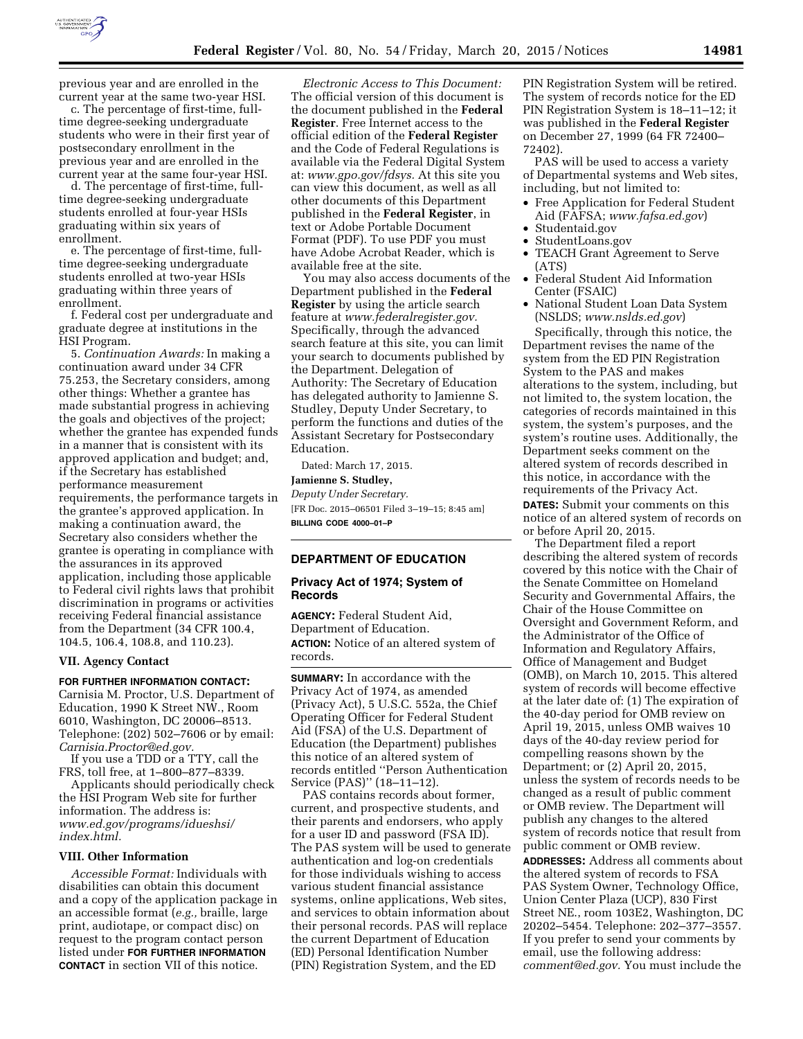previous year and are enrolled in the current year at the same two-year HSI.

c. The percentage of first-time, full-time degree-seeking undergraduate students who were in their first year of postsecondary enrollment in the previous year and are enrolled in the current year at the same four-year HSI.

d. The percentage of first-time, full-time degree-seeking undergraduate students enrolled at four-year HSIs graduating within six years of enrollment.

e. The percentage of first-time, full-time degree-seeking undergraduate students enrolled at two-year HSIs graduating within three years of enrollment.

f. Federal cost per undergraduate and graduate degree at institutions in the HSI Program.

5. *Continuation Awards:* In making a continuation award under 34 CFR 75.253, the Secretary considers, among other things: Whether a grantee has made substantial progress in achieving the goals and objectives of the project; whether the grantee has expended funds in a manner that is consistent with its approved application and budget; and, if the Secretary has established performance measurement requirements, the performance targets in the grantee's approved application. In making a continuation award, the Secretary also considers whether the grantee is operating in compliance with the assurances in its approved application, including those applicable to Federal civil rights laws that prohibit discrimination in programs or activities receiving Federal financial assistance from the Department (34 CFR 100.4, 104.5, 106.4, 108.8, and 110.23).

## VII. Agency Contact

**FOR FURTHER INFORMATION CONTACT:** Carnisia M. Proctor, U.S. Department of Education, 1990 K Street NW., Room 6010, Washington, DC 20006–8513. Telephone: (202) 502–7606 or by email: *Carnisia.Proctor@ed.gov.*

If you use a TDD or a TTY, call the FRS, toll free, at 1–800–877–8339.

Applicants should periodically check the HSI Program Web site for further information. The address is: *www.ed.gov/programs/idueshsi/index.html.*

## VIII. Other Information

*Accessible Format:* Individuals with disabilities can obtain this document and a copy of the application package in an accessible format (*e.g.,* braille, large print, audiotape, or compact disc) on request to the program contact person listed under **FOR FURTHER INFORMATION CONTACT** in section VII of this notice.

*Electronic Access to This Document:* The official version of this document is the document published in the **Federal Register**. Free Internet access to the official edition of the **Federal Register** and the Code of Federal Regulations is available via the Federal Digital System at: *www.gpo.gov/fdsys.* At this site you can view this document, as well as all other documents of this Department published in the **Federal Register**, in text or Adobe Portable Document Format (PDF). To use PDF you must have Adobe Acrobat Reader, which is available free at the site.

You may also access documents of the Department published in the **Federal Register** by using the article search feature at *www.federalregister.gov.* Specifically, through the advanced search feature at this site, you can limit your search to documents published by the Department. Delegation of Authority: The Secretary of Education has delegated authority to Jamienne S. Studley, Deputy Under Secretary, to perform the functions and duties of the Assistant Secretary for Postsecondary Education.

Dated: March 17, 2015.

**Jamienne S. Studley,**

*Deputy Under Secretary.*

[FR Doc. 2015–06501 Filed 3–19–15; 8:45 am]

**BILLING CODE 4000–01–P**

## DEPARTMENT OF EDUCATION

### Privacy Act of 1974; System of Records

**AGENCY:** Federal Student Aid, Department of Education.

**ACTION:** Notice of an altered system of records.

**SUMMARY:** In accordance with the Privacy Act of 1974, as amended (Privacy Act), 5 U.S.C. 552a, the Chief Operating Officer for Federal Student Aid (FSA) of the U.S. Department of Education (the Department) publishes this notice of an altered system of records entitled ''Person Authentication Service (PAS)'' (18–11–12).

PAS contains records about former, current, and prospective students, and their parents and endorsers, who apply for a user ID and password (FSA ID). The PAS system will be used to generate authentication and log-on credentials for those individuals wishing to access various student financial assistance systems, online applications, Web sites, and services to obtain information about their personal records. PAS will replace the current Department of Education (ED) Personal Identification Number (PIN) Registration System, and the ED PIN Registration System will be retired. The system of records notice for the ED PIN Registration System is 18–11–12; it was published in the **Federal Register** on December 27, 1999 (64 FR 72400–72402).

PAS will be used to access a variety of Departmental systems and Web sites, including, but not limited to:

- Free Application for Federal Student Aid (FAFSA; *www.fafsa.ed.gov*)
- Studentaid.gov
- StudentLoans.gov
- TEACH Grant Agreement to Serve (ATS)
- Federal Student Aid Information Center (FSAIC)
- National Student Loan Data System (NSLDS; *www.nslds.ed.gov*)

Specifically, through this notice, the Department revises the name of the system from the ED PIN Registration System to the PAS and makes alterations to the system, including, but not limited to, the system location, the categories of records maintained in this system, the system's purposes, and the system's routine uses. Additionally, the Department seeks comment on the altered system of records described in this notice, in accordance with the requirements of the Privacy Act.

**DATES:** Submit your comments on this notice of an altered system of records on or before April 20, 2015.

The Department filed a report describing the altered system of records covered by this notice with the Chair of the Senate Committee on Homeland Security and Governmental Affairs, the Chair of the House Committee on Oversight and Government Reform, and the Administrator of the Office of Information and Regulatory Affairs, Office of Management and Budget (OMB), on March 10, 2015. This altered system of records will become effective at the later date of: (1) The expiration of the 40-day period for OMB review on April 19, 2015, unless OMB waives 10 days of the 40-day review period for compelling reasons shown by the Department; or (2) April 20, 2015, unless the system of records needs to be changed as a result of public comment or OMB review. The Department will publish any changes to the altered system of records notice that result from public comment or OMB review.

**ADDRESSES:** Address all comments about the altered system of records to FSA PAS System Owner, Technology Office, Union Center Plaza (UCP), 830 First Street NE., room 103E2, Washington, DC 20202–5454. Telephone: 202–377–3557. If you prefer to send your comments by email, use the following address: *comment@ed.gov.* You must include the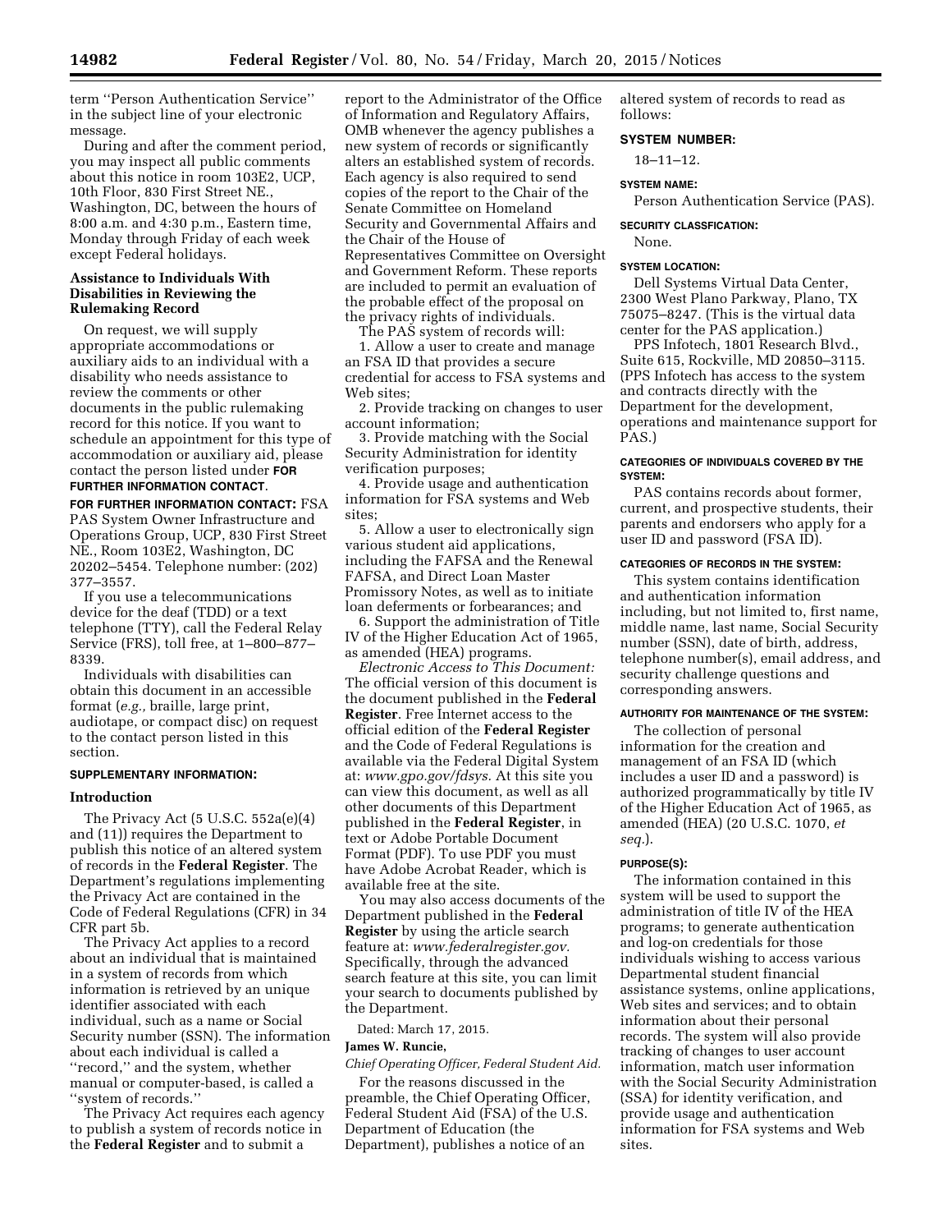term ''Person Authentication Service'' in the subject line of your electronic message.

During and after the comment period, you may inspect all public comments about this notice in room 103E2, UCP, 10th Floor, 830 First Street NE., Washington, DC, between the hours of 8:00 a.m. and 4:30 p.m., Eastern time, Monday through Friday of each week except Federal holidays.

**Assistance to Individuals With Disabilities in Reviewing the Rulemaking Record**

On request, we will supply appropriate accommodations or auxiliary aids to an individual with a disability who needs assistance to review the comments or other documents in the public rulemaking record for this notice. If you want to schedule an appointment for this type of accommodation or auxiliary aid, please contact the person listed under **FOR FURTHER INFORMATION CONTACT**.

**FOR FURTHER INFORMATION CONTACT:** FSA PAS System Owner Infrastructure and Operations Group, UCP, 830 First Street NE., Room 103E2, Washington, DC 20202–5454. Telephone number: (202) 377–3557.

If you use a telecommunications device for the deaf (TDD) or a text telephone (TTY), call the Federal Relay Service (FRS), toll free, at 1–800–877–8339.

Individuals with disabilities can obtain this document in an accessible format (*e.g.,* braille, large print, audiotape, or compact disc) on request to the contact person listed in this section.

**SUPPLEMENTARY INFORMATION:**

**Introduction**

The Privacy Act (5 U.S.C. 552a(e)(4) and (11)) requires the Department to publish this notice of an altered system of records in the **Federal Register**. The Department's regulations implementing the Privacy Act are contained in the Code of Federal Regulations (CFR) in 34 CFR part 5b.

The Privacy Act applies to a record about an individual that is maintained in a system of records from which information is retrieved by an unique identifier associated with each individual, such as a name or Social Security number (SSN). The information about each individual is called a ''record,'' and the system, whether manual or computer-based, is called a ''system of records.''

The Privacy Act requires each agency to publish a system of records notice in the **Federal Register** and to submit a report to the Administrator of the Office of Information and Regulatory Affairs, OMB whenever the agency publishes a new system of records or significantly alters an established system of records. Each agency is also required to send copies of the report to the Chair of the Senate Committee on Homeland Security and Governmental Affairs and the Chair of the House of Representatives Committee on Oversight and Government Reform. These reports are included to permit an evaluation of the probable effect of the proposal on the privacy rights of individuals.

The PAS system of records will:

1. Allow a user to create and manage an FSA ID that provides a secure credential for access to FSA systems and Web sites;

2. Provide tracking on changes to user account information;

3. Provide matching with the Social Security Administration for identity verification purposes;

4. Provide usage and authentication information for FSA systems and Web sites;

5. Allow a user to electronically sign various student aid applications, including the FAFSA and the Renewal FAFSA, and Direct Loan Master Promissory Notes, as well as to initiate loan deferments or forbearances; and

6. Support the administration of Title IV of the Higher Education Act of 1965, as amended (HEA) programs.

*Electronic Access to This Document:* The official version of this document is the document published in the **Federal Register**. Free Internet access to the official edition of the **Federal Register** and the Code of Federal Regulations is available via the Federal Digital System at: *www.gpo.gov/fdsys.* At this site you can view this document, as well as all other documents of this Department published in the **Federal Register**, in text or Adobe Portable Document Format (PDF). To use PDF you must have Adobe Acrobat Reader, which is available free at the site.

You may also access documents of the Department published in the **Federal Register** by using the article search feature at: *www.federalregister.gov.* Specifically, through the advanced search feature at this site, you can limit your search to documents published by the Department.

Dated: March 17, 2015.

**James W. Runcie,**

*Chief Operating Officer, Federal Student Aid.*

For the reasons discussed in the preamble, the Chief Operating Officer, Federal Student Aid (FSA) of the U.S. Department of Education (the Department), publishes a notice of an altered system of records to read as follows:

**SYSTEM NUMBER:**

18–11–12.

**SYSTEM NAME:**

Person Authentication Service (PAS).

**SECURITY CLASSIFICATION:**

None.

**SYSTEM LOCATION:**

Dell Systems Virtual Data Center, 2300 West Plano Parkway, Plano, TX 75075–8247. (This is the virtual data center for the PAS application.)

PPS Infotech, 1801 Research Blvd., Suite 615, Rockville, MD 20850–3115. (PPS Infotech has access to the system and contracts directly with the Department for the development, operations and maintenance support for PAS.)

**CATEGORIES OF INDIVIDUALS COVERED BY THE SYSTEM:**

PAS contains records about former, current, and prospective students, their parents and endorsers who apply for a user ID and password (FSA ID).

**CATEGORIES OF RECORDS IN THE SYSTEM:**

This system contains identification and authentication information including, but not limited to, first name, middle name, last name, Social Security number (SSN), date of birth, address, telephone number(s), email address, and security challenge questions and corresponding answers.

**AUTHORITY FOR MAINTENANCE OF THE SYSTEM:**

The collection of personal information for the creation and management of an FSA ID (which includes a user ID and a password) is authorized programmatically by title IV of the Higher Education Act of 1965, as amended (HEA) (20 U.S.C. 1070, *et seq.*).

**PURPOSE(S):**

The information contained in this system will be used to support the administration of title IV of the HEA programs; to generate authentication and log-on credentials for those individuals wishing to access various Departmental student financial assistance systems, online applications, Web sites and services; and to obtain information about their personal records. The system will also provide tracking of changes to user account information, match user information with the Social Security Administration (SSA) for identity verification, and provide usage and authentication information for FSA systems and Web sites.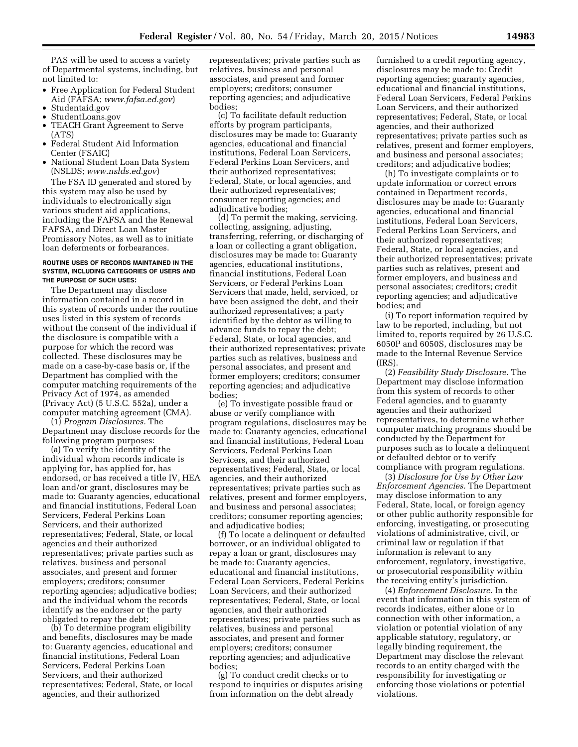PAS will be used to access a variety of Departmental systems, including, but not limited to:

- Free Application for Federal Student Aid (FAFSA; *www.fafsa.ed.gov*)
- Studentaid.gov
- StudentLoans.gov
- TEACH Grant Agreement to Serve (ATS)
- Federal Student Aid Information Center (FSAIC)
- National Student Loan Data System (NSLDS; *www.nslds.ed.gov*)

The FSA ID generated and stored by this system may also be used by individuals to electronically sign various student aid applications, including the FAFSA and the Renewal FAFSA, and Direct Loan Master Promissory Notes, as well as to initiate loan deferments or forbearances.

#### ROUTINE USES OF RECORDS MAINTAINED IN THE SYSTEM, INCLUDING CATEGORIES OF USERS AND THE PURPOSE OF SUCH USES:

The Department may disclose information contained in a record in this system of records under the routine uses listed in this system of records without the consent of the individual if the disclosure is compatible with a purpose for which the record was collected. These disclosures may be made on a case-by-case basis or, if the Department has complied with the computer matching requirements of the Privacy Act of 1974, as amended (Privacy Act) (5 U.S.C. 552a), under a computer matching agreement (CMA).

(1) *Program Disclosures.* The Department may disclose records for the following program purposes:

(a) To verify the identity of the individual whom records indicate is applying for, has applied for, has endorsed, or has received a title IV, HEA loan and/or grant, disclosures may be made to: Guaranty agencies, educational and financial institutions, Federal Loan Servicers, Federal Perkins Loan Servicers, and their authorized representatives; Federal, State, or local agencies and their authorized representatives; private parties such as relatives, business and personal associates, and present and former employers; creditors; consumer reporting agencies; adjudicative bodies; and the individual whom the records identify as the endorser or the party obligated to repay the debt;

(b) To determine program eligibility and benefits, disclosures may be made to: Guaranty agencies, educational and financial institutions, Federal Loan Servicers, Federal Perkins Loan Servicers, and their authorized representatives; Federal, State, or local agencies, and their authorized representatives; private parties such as relatives, business and personal associates, and present and former employers; creditors; consumer reporting agencies; and adjudicative bodies;

(c) To facilitate default reduction efforts by program participants, disclosures may be made to: Guaranty agencies, educational and financial institutions, Federal Loan Servicers, Federal Perkins Loan Servicers, and their authorized representatives; Federal, State, or local agencies, and their authorized representatives; consumer reporting agencies; and adjudicative bodies;

(d) To permit the making, servicing, collecting, assigning, adjusting, transferring, referring, or discharging of a loan or collecting a grant obligation, disclosures may be made to: Guaranty agencies, educational institutions, financial institutions, Federal Loan Servicers, or Federal Perkins Loan Servicers that made, held, serviced, or have been assigned the debt, and their authorized representatives; a party identified by the debtor as willing to advance funds to repay the debt; Federal, State, or local agencies, and their authorized representatives; private parties such as relatives, business and personal associates, and present and former employers; creditors; consumer reporting agencies; and adjudicative bodies;

(e) To investigate possible fraud or abuse or verify compliance with program regulations, disclosures may be made to: Guaranty agencies, educational and financial institutions, Federal Loan Servicers, Federal Perkins Loan Servicers, and their authorized representatives; Federal, State, or local agencies, and their authorized representatives; private parties such as relatives, present and former employers, and business and personal associates; creditors; consumer reporting agencies; and adjudicative bodies;

(f) To locate a delinquent or defaulted borrower, or an individual obligated to repay a loan or grant, disclosures may be made to: Guaranty agencies, educational and financial institutions, Federal Loan Servicers, Federal Perkins Loan Servicers, and their authorized representatives; Federal, State, or local agencies, and their authorized representatives; private parties such as relatives, business and personal associates, and present and former employers; creditors; consumer reporting agencies; and adjudicative bodies;

(g) To conduct credit checks or to respond to inquiries or disputes arising from information on the debt already furnished to a credit reporting agency, disclosures may be made to: Credit reporting agencies; guaranty agencies, educational and financial institutions, Federal Loan Servicers, Federal Perkins Loan Servicers, and their authorized representatives; Federal, State, or local agencies, and their authorized representatives; private parties such as relatives, present and former employers, and business and personal associates; creditors; and adjudicative bodies;

(h) To investigate complaints or to update information or correct errors contained in Department records, disclosures may be made to: Guaranty agencies, educational and financial institutions, Federal Loan Servicers, Federal Perkins Loan Servicers, and their authorized representatives; Federal, State, or local agencies, and their authorized representatives; private parties such as relatives, present and former employers, and business and personal associates; creditors; credit reporting agencies; and adjudicative bodies; and

(i) To report information required by law to be reported, including, but not limited to, reports required by 26 U.S.C. 6050P and 6050S, disclosures may be made to the Internal Revenue Service (IRS).

(2) *Feasibility Study Disclosure.* The Department may disclose information from this system of records to other Federal agencies, and to guaranty agencies and their authorized representatives, to determine whether computer matching programs should be conducted by the Department for purposes such as to locate a delinquent or defaulted debtor or to verify compliance with program regulations.

(3) *Disclosure for Use by Other Law Enforcement Agencies.* The Department may disclose information to any Federal, State, local, or foreign agency or other public authority responsible for enforcing, investigating, or prosecuting violations of administrative, civil, or criminal law or regulation if that information is relevant to any enforcement, regulatory, investigative, or prosecutorial responsibility within the receiving entity's jurisdiction.

(4) *Enforcement Disclosure.* In the event that information in this system of records indicates, either alone or in connection with other information, a violation or potential violation of any applicable statutory, regulatory, or legally binding requirement, the Department may disclose the relevant records to an entity charged with the responsibility for investigating or enforcing those violations or potential violations.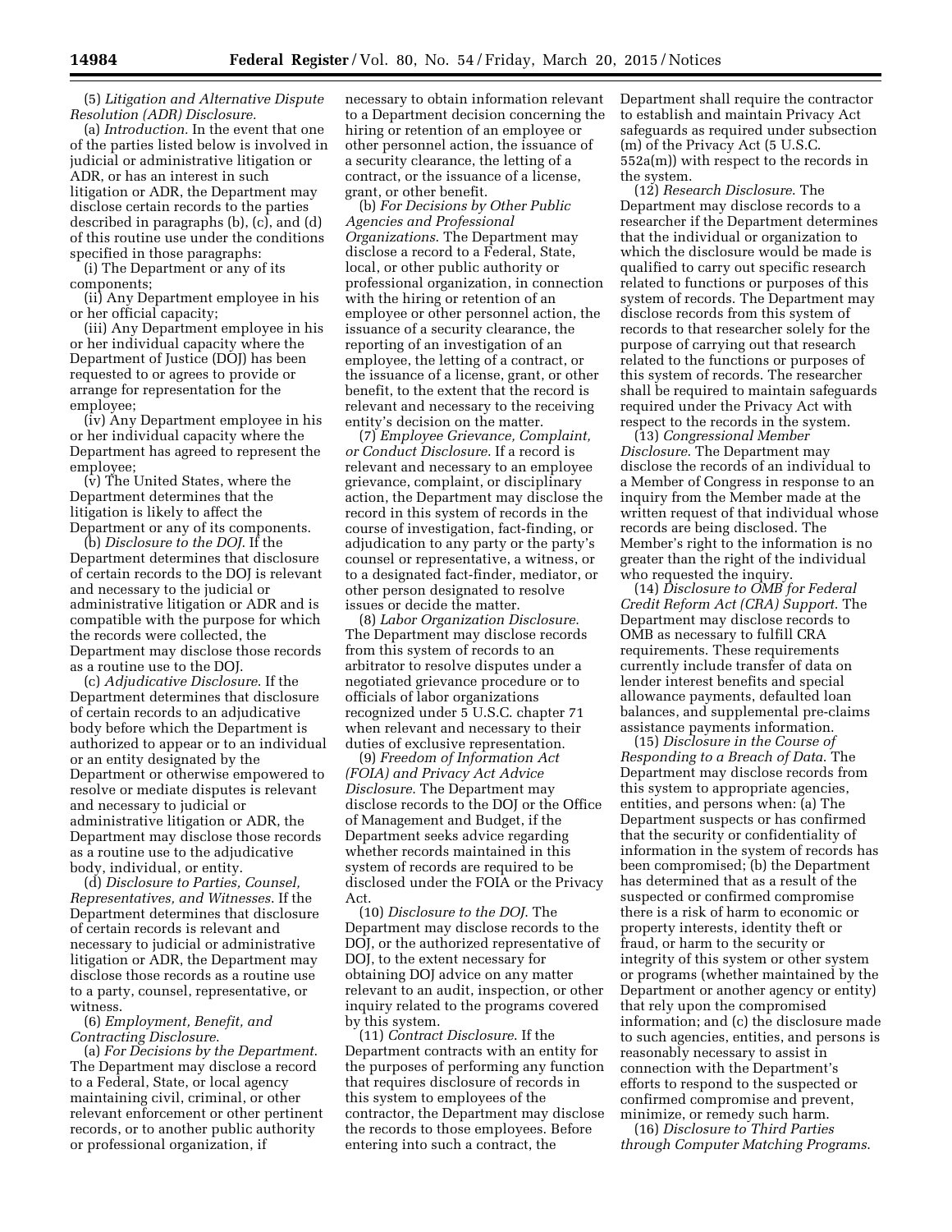(5) *Litigation and Alternative Dispute Resolution (ADR) Disclosure.*

(a) *Introduction.* In the event that one of the parties listed below is involved in judicial or administrative litigation or ADR, or has an interest in such litigation or ADR, the Department may disclose certain records to the parties described in paragraphs (b), (c), and (d) of this routine use under the conditions specified in those paragraphs:

(i) The Department or any of its components;

(ii) Any Department employee in his or her official capacity;

(iii) Any Department employee in his or her individual capacity where the Department of Justice (DOJ) has been requested to or agrees to provide or arrange for representation for the employee;

(iv) Any Department employee in his or her individual capacity where the Department has agreed to represent the employee;

(v) The United States, where the Department determines that the litigation is likely to affect the Department or any of its components.

(b) *Disclosure to the DOJ.* If the Department determines that disclosure of certain records to the DOJ is relevant and necessary to the judicial or administrative litigation or ADR and is compatible with the purpose for which the records were collected, the Department may disclose those records as a routine use to the DOJ.

(c) *Adjudicative Disclosure.* If the Department determines that disclosure of certain records to an adjudicative body before which the Department is authorized to appear or to an individual or an entity designated by the Department or otherwise empowered to resolve or mediate disputes is relevant and necessary to judicial or administrative litigation or ADR, the Department may disclose those records as a routine use to the adjudicative body, individual, or entity.

(d) *Disclosure to Parties, Counsel, Representatives, and Witnesses.* If the Department determines that disclosure of certain records is relevant and necessary to judicial or administrative litigation or ADR, the Department may disclose those records as a routine use to a party, counsel, representative, or witness.

(6) *Employment, Benefit, and Contracting Disclosure.*

(a) *For Decisions by the Department.* The Department may disclose a record to a Federal, State, or local agency maintaining civil, criminal, or other relevant enforcement or other pertinent records, or to another public authority or professional organization, if necessary to obtain information relevant to a Department decision concerning the hiring or retention of an employee or other personnel action, the issuance of a security clearance, the letting of a contract, or the issuance of a license, grant, or other benefit.

(b) *For Decisions by Other Public Agencies and Professional Organizations.* The Department may disclose a record to a Federal, State, local, or other public authority or professional organization, in connection with the hiring or retention of an employee or other personnel action, the issuance of a security clearance, the reporting of an investigation of an employee, the letting of a contract, or the issuance of a license, grant, or other benefit, to the extent that the record is relevant and necessary to the receiving entity's decision on the matter.

(7) *Employee Grievance, Complaint, or Conduct Disclosure.* If a record is relevant and necessary to an employee grievance, complaint, or disciplinary action, the Department may disclose the record in this system of records in the course of investigation, fact-finding, or adjudication to any party or the party's counsel or representative, a witness, or to a designated fact-finder, mediator, or other person designated to resolve issues or decide the matter.

(8) *Labor Organization Disclosure.* The Department may disclose records from this system of records to an arbitrator to resolve disputes under a negotiated grievance procedure or to officials of labor organizations recognized under 5 U.S.C. chapter 71 when relevant and necessary to their duties of exclusive representation.

(9) *Freedom of Information Act (FOIA) and Privacy Act Advice Disclosure.* The Department may disclose records to the DOJ or the Office of Management and Budget, if the Department seeks advice regarding whether records maintained in this system of records are required to be disclosed under the FOIA or the Privacy Act.

(10) *Disclosure to the DOJ.* The Department may disclose records to the DOJ, or the authorized representative of DOJ, to the extent necessary for obtaining DOJ advice on any matter relevant to an audit, inspection, or other inquiry related to the programs covered by this system.

(11) *Contract Disclosure.* If the Department contracts with an entity for the purposes of performing any function that requires disclosure of records in this system to employees of the contractor, the Department may disclose the records to those employees. Before entering into such a contract, the Department shall require the contractor to establish and maintain Privacy Act safeguards as required under subsection (m) of the Privacy Act (5 U.S.C. 552a(m)) with respect to the records in the system.

(12) *Research Disclosure.* The Department may disclose records to a researcher if the Department determines that the individual or organization to which the disclosure would be made is qualified to carry out specific research related to functions or purposes of this system of records. The Department may disclose records from this system of records to that researcher solely for the purpose of carrying out that research related to the functions or purposes of this system of records. The researcher shall be required to maintain safeguards required under the Privacy Act with respect to the records in the system.

(13) *Congressional Member Disclosure.* The Department may disclose the records of an individual to a Member of Congress in response to an inquiry from the Member made at the written request of that individual whose records are being disclosed. The Member's right to the information is no greater than the right of the individual who requested the inquiry.

(14) *Disclosure to OMB for Federal Credit Reform Act (CRA) Support.* The Department may disclose records to OMB as necessary to fulfill CRA requirements. These requirements currently include transfer of data on lender interest benefits and special allowance payments, defaulted loan balances, and supplemental pre-claims assistance payments information.

(15) *Disclosure in the Course of Responding to a Breach of Data.* The Department may disclose records from this system to appropriate agencies, entities, and persons when: (a) The Department suspects or has confirmed that the security or confidentiality of information in the system of records has been compromised; (b) the Department has determined that as a result of the suspected or confirmed compromise there is a risk of harm to economic or property interests, identity theft or fraud, or harm to the security or integrity of this system or other system or programs (whether maintained by the Department or another agency or entity) that rely upon the compromised information; and (c) the disclosure made to such agencies, entities, and persons is reasonably necessary to assist in connection with the Department's efforts to respond to the suspected or confirmed compromise and prevent, minimize, or remedy such harm.

(16) *Disclosure to Third Parties through Computer Matching Programs.*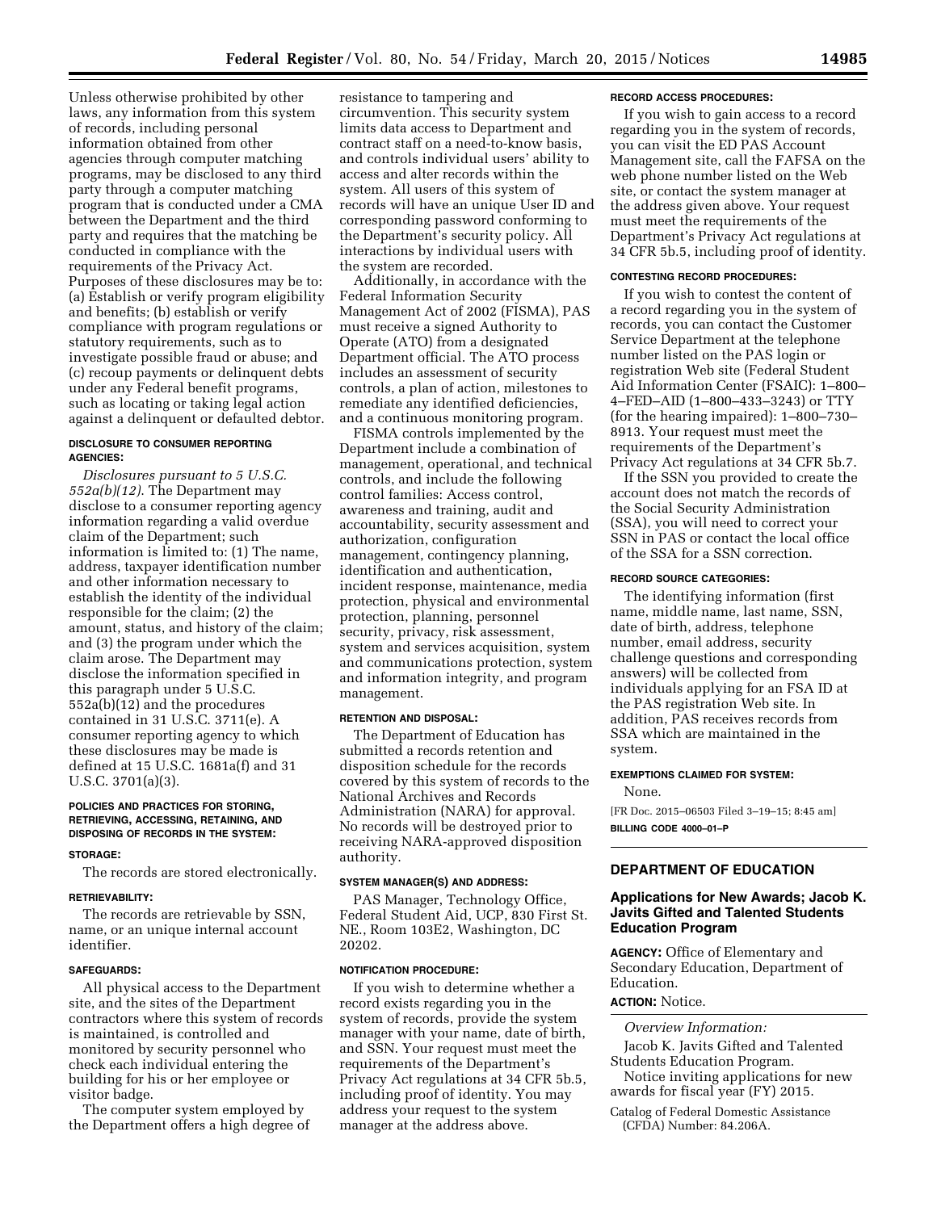Unless otherwise prohibited by other laws, any information from this system of records, including personal information obtained from other agencies through computer matching programs, may be disclosed to any third party through a computer matching program that is conducted under a CMA between the Department and the third party and requires that the matching be conducted in compliance with the requirements of the Privacy Act. Purposes of these disclosures may be to: (a) Establish or verify program eligibility and benefits; (b) establish or verify compliance with program regulations or statutory requirements, such as to investigate possible fraud or abuse; and (c) recoup payments or delinquent debts under any Federal benefit programs, such as locating or taking legal action against a delinquent or defaulted debtor.

#### DISCLOSURE TO CONSUMER REPORTING AGENCIES:

*Disclosures pursuant to 5 U.S.C. 552a(b)(12).* The Department may disclose to a consumer reporting agency information regarding a valid overdue claim of the Department; such information is limited to: (1) The name, address, taxpayer identification number and other information necessary to establish the identity of the individual responsible for the claim; (2) the amount, status, and history of the claim; and (3) the program under which the claim arose. The Department may disclose the information specified in this paragraph under 5 U.S.C. 552a(b)(12) and the procedures contained in 31 U.S.C. 3711(e). A consumer reporting agency to which these disclosures may be made is defined at 15 U.S.C. 1681a(f) and 31 U.S.C. 3701(a)(3).

#### POLICIES AND PRACTICES FOR STORING, RETRIEVING, ACCESSING, RETAINING, AND DISPOSING OF RECORDS IN THE SYSTEM:

#### STORAGE:

The records are stored electronically.

#### RETRIEVABILITY:

The records are retrievable by SSN, name, or an unique internal account identifier.

#### SAFEGUARDS:

All physical access to the Department site, and the sites of the Department contractors where this system of records is maintained, is controlled and monitored by security personnel who check each individual entering the building for his or her employee or visitor badge.

The computer system employed by the Department offers a high degree of resistance to tampering and circumvention. This security system limits data access to Department and contract staff on a need-to-know basis, and controls individual users' ability to access and alter records within the system. All users of this system of records will have an unique User ID and corresponding password conforming to the Department's security policy. All interactions by individual users with the system are recorded.

Additionally, in accordance with the Federal Information Security Management Act of 2002 (FISMA), PAS must receive a signed Authority to Operate (ATO) from a designated Department official. The ATO process includes an assessment of security controls, a plan of action, milestones to remediate any identified deficiencies, and a continuous monitoring program.

FISMA controls implemented by the Department include a combination of management, operational, and technical controls, and include the following control families: Access control, awareness and training, audit and accountability, security assessment and authorization, configuration management, contingency planning, identification and authentication, incident response, maintenance, media protection, physical and environmental protection, planning, personnel security, privacy, risk assessment, system and services acquisition, system and communications protection, system and information integrity, and program management.

#### RETENTION AND DISPOSAL:

The Department of Education has submitted a records retention and disposition schedule for the records covered by this system of records to the National Archives and Records Administration (NARA) for approval. No records will be destroyed prior to receiving NARA-approved disposition authority.

#### SYSTEM MANAGER(S) AND ADDRESS:

PAS Manager, Technology Office, Federal Student Aid, UCP, 830 First St. NE., Room 103E2, Washington, DC 20202.

#### NOTIFICATION PROCEDURE:

If you wish to determine whether a record exists regarding you in the system of records, provide the system manager with your name, date of birth, and SSN. Your request must meet the requirements of the Department's Privacy Act regulations at 34 CFR 5b.5, including proof of identity. You may address your request to the system manager at the address above.

#### RECORD ACCESS PROCEDURES:

If you wish to gain access to a record regarding you in the system of records, you can visit the ED PAS Account Management site, call the FAFSA on the web phone number listed on the Web site, or contact the system manager at the address given above. Your request must meet the requirements of the Department's Privacy Act regulations at 34 CFR 5b.5, including proof of identity.

#### CONTESTING RECORD PROCEDURES:

If you wish to contest the content of a record regarding you in the system of records, you can contact the Customer Service Department at the telephone number listed on the PAS login or registration Web site (Federal Student Aid Information Center (FSAIC): 1–800–4–FED–AID (1–800–433–3243) or TTY (for the hearing impaired): 1–800–730–8913. Your request must meet the requirements of the Department's Privacy Act regulations at 34 CFR 5b.7.

If the SSN you provided to create the account does not match the records of the Social Security Administration (SSA), you will need to correct your SSN in PAS or contact the local office of the SSA for a SSN correction.

#### RECORD SOURCE CATEGORIES:

The identifying information (first name, middle name, last name, SSN, date of birth, address, telephone number, email address, security challenge questions and corresponding answers) will be collected from individuals applying for an FSA ID at the PAS registration Web site. In addition, PAS receives records from SSA which are maintained in the system.

#### EXEMPTIONS CLAIMED FOR SYSTEM:

None.

[FR Doc. 2015–06503 Filed 3–19–15; 8:45 am]

**BILLING CODE 4000–01–P**

## DEPARTMENT OF EDUCATION

### Applications for New Awards; Jacob K. Javits Gifted and Talented Students Education Program

**AGENCY:** Office of Elementary and Secondary Education, Department of Education.

**ACTION:** Notice.

*Overview Information:*

Jacob K. Javits Gifted and Talented Students Education Program.

Notice inviting applications for new awards for fiscal year (FY) 2015.

Catalog of Federal Domestic Assistance (CFDA) Number: 84.206A.